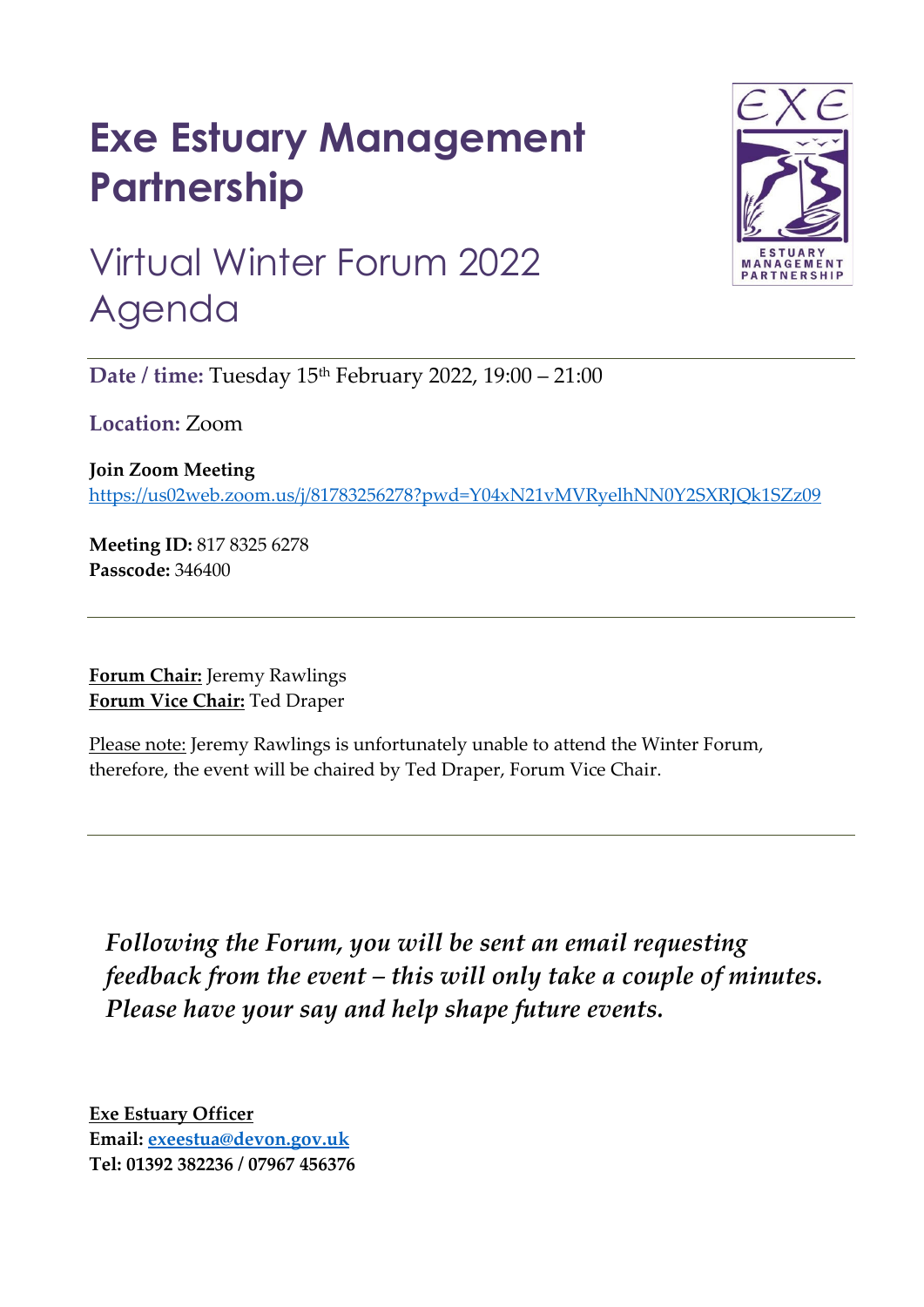# Exe Estuary Management Partnership

## Virtual Winter Forum 2022 Agenda

**Date / time:** Tuesday 15th February 2022, 19:00 – 21:00

**Location:** Zoom

**Join Zoom Meeting**
https://us02web.zoom.us/j/81783256278?pwd=Y04xN21vMVRyelhNN0Y2SXRJQk1SZz09

**Meeting ID:** 817 8325 6278
**Passcode:** 346400

---

**Forum Chair:** Jeremy Rawlings
**Forum Vice Chair:** Ted Draper

Please note: Jeremy Rawlings is unfortunately unable to attend the Winter Forum, therefore, the event will be chaired by Ted Draper, Forum Vice Chair.

---

***Following the Forum, you will be sent an email requesting feedback from the event – this will only take a couple of minutes. Please have your say and help shape future events.***

**Exe Estuary Officer**
**Email: exeestua@devon.gov.uk**
**Tel: 01392 382236 / 07967 456376**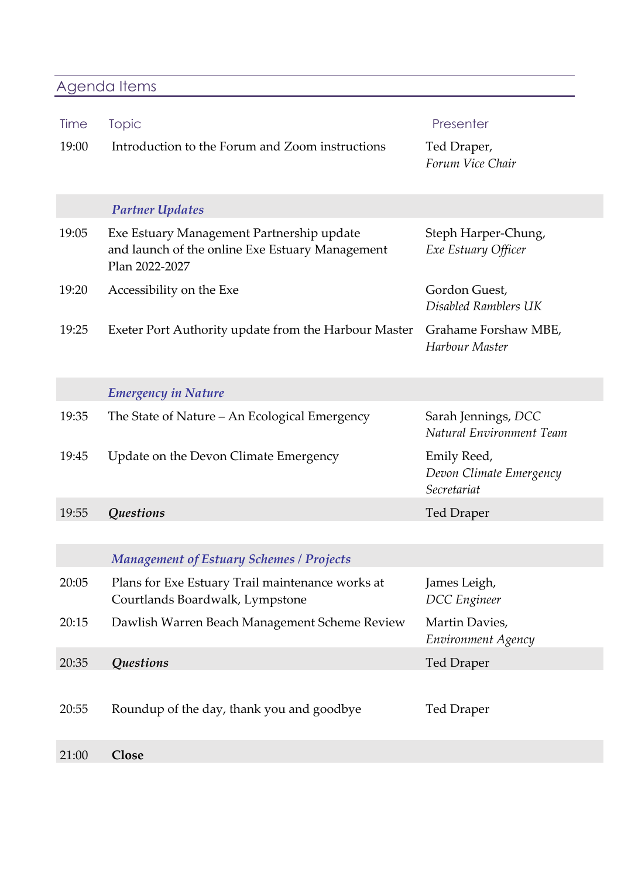## Agenda Items

| Time | Topic | Presenter |
|---|---|---|
| 19:00 | Introduction to the Forum and Zoom instructions | Ted Draper, *Forum Vice Chair* |
| | ***Partner Updates*** | |
| 19:05 | Exe Estuary Management Partnership update and launch of the online Exe Estuary Management Plan 2022-2027 | Steph Harper-Chung, *Exe Estuary Officer* |
| 19:20 | Accessibility on the Exe | Gordon Guest, *Disabled Ramblers UK* |
| 19:25 | Exeter Port Authority update from the Harbour Master | Grahame Forshaw MBE, *Harbour Master* |
| | ***Emergency in Nature*** | |
| 19:35 | The State of Nature – An Ecological Emergency | Sarah Jennings, *DCC Natural Environment Team* |
| 19:45 | Update on the Devon Climate Emergency | Emily Reed, *Devon Climate Emergency Secretariat* |
| 19:55 | ***Questions*** | Ted Draper |
| | ***Management of Estuary Schemes / Projects*** | |
| 20:05 | Plans for Exe Estuary Trail maintenance works at Courtlands Boardwalk, Lympstone | James Leigh, *DCC Engineer* |
| 20:15 | Dawlish Warren Beach Management Scheme Review | Martin Davies, *Environment Agency* |
| 20:35 | ***Questions*** | Ted Draper |
| 20:55 | Roundup of the day, thank you and goodbye | Ted Draper |
| 21:00 | **Close** | |